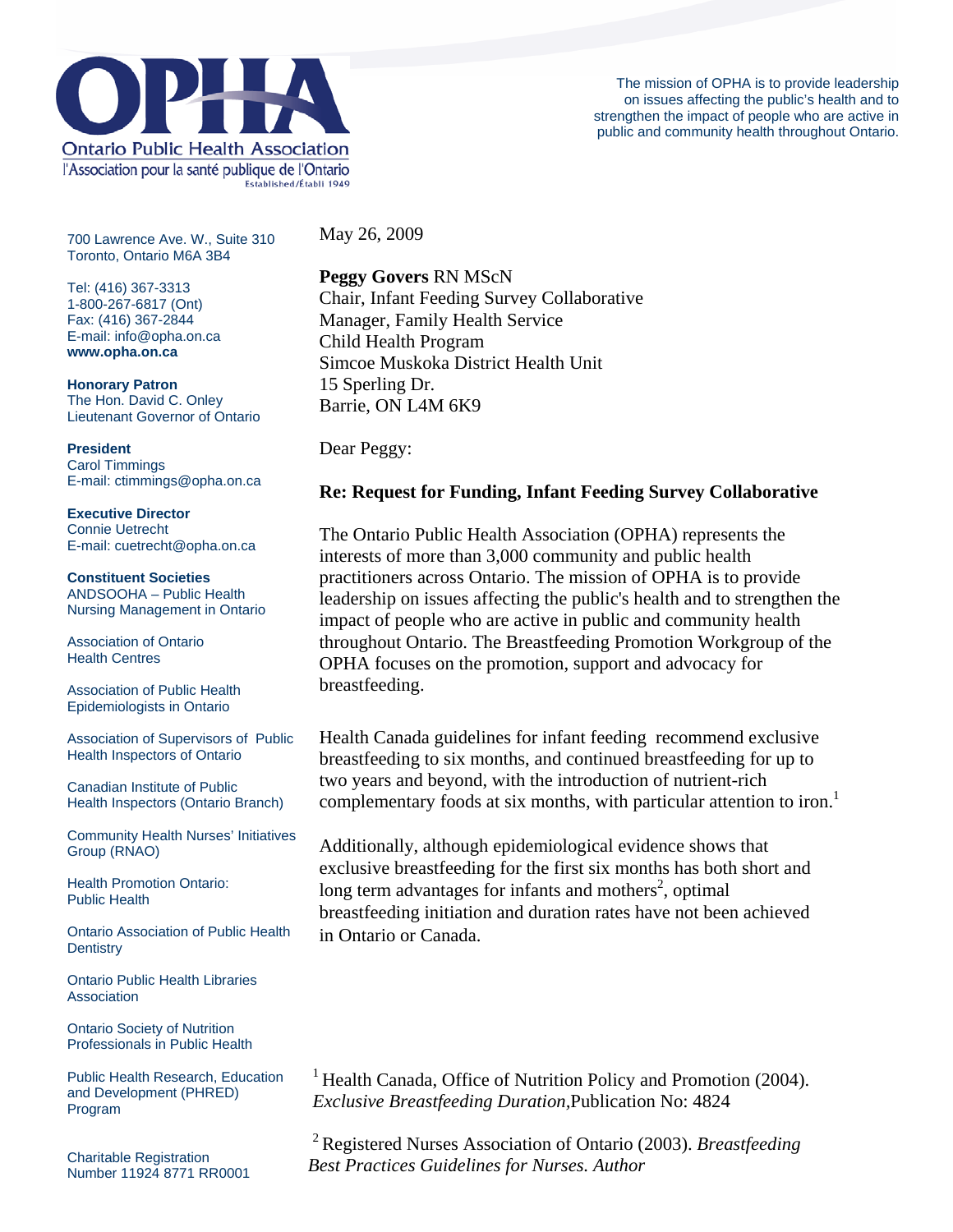**Ontario Public Health Association**
l'Association pour la santé publique de l'Ontario
Established/Établi 1949

The mission of OPHA is to provide leadership on issues affecting the public's health and to strengthen the impact of people who are active in public and community health throughout Ontario.

700 Lawrence Ave. W., Suite 310
Toronto, Ontario M6A 3B4

Tel: (416) 367-3313
1-800-267-6817 (Ont)
Fax: (416) 367-2844
E-mail: info@opha.on.ca
**www.opha.on.ca**

**Honorary Patron**
The Hon. David C. Onley
Lieutenant Governor of Ontario

**President**
Carol Timmings
E-mail: ctimmings@opha.on.ca

**Executive Director**
Connie Uetrecht
E-mail: cuetrecht@opha.on.ca

**Constituent Societies**
ANDSOOHA – Public Health Nursing Management in Ontario

Association of Ontario Health Centres

Association of Public Health Epidemiologists in Ontario

Association of Supervisors of Public Health Inspectors of Ontario

Canadian Institute of Public Health Inspectors (Ontario Branch)

Community Health Nurses' Initiatives Group (RNAO)

Health Promotion Ontario: Public Health

Ontario Association of Public Health Dentistry

Ontario Public Health Libraries Association

Ontario Society of Nutrition Professionals in Public Health

Public Health Research, Education and Development (PHRED) Program

Charitable Registration Number 11924 8771 RR0001

May 26, 2009

**Peggy Govers** RN MScN
Chair, Infant Feeding Survey Collaborative
Manager, Family Health Service
Child Health Program
Simcoe Muskoka District Health Unit
15 Sperling Dr.
Barrie, ON L4M 6K9

Dear Peggy:

**Re: Request for Funding, Infant Feeding Survey Collaborative**

The Ontario Public Health Association (OPHA) represents the interests of more than 3,000 community and public health practitioners across Ontario. The mission of OPHA is to provide leadership on issues affecting the public's health and to strengthen the impact of people who are active in public and community health throughout Ontario. The Breastfeeding Promotion Workgroup of the OPHA focuses on the promotion, support and advocacy for breastfeeding.

Health Canada guidelines for infant feeding recommend exclusive breastfeeding to six months, and continued breastfeeding for up to two years and beyond, with the introduction of nutrient-rich complementary foods at six months, with particular attention to iron.[1]

Additionally, although epidemiological evidence shows that exclusive breastfeeding for the first six months has both short and long term advantages for infants and mothers[2], optimal breastfeeding initiation and duration rates have not been achieved in Ontario or Canada.

[1] Health Canada, Office of Nutrition Policy and Promotion (2004). *Exclusive Breastfeeding Duration,*Publication No: 4824

[2] Registered Nurses Association of Ontario (2003). *Breastfeeding Best Practices Guidelines for Nurses. Author*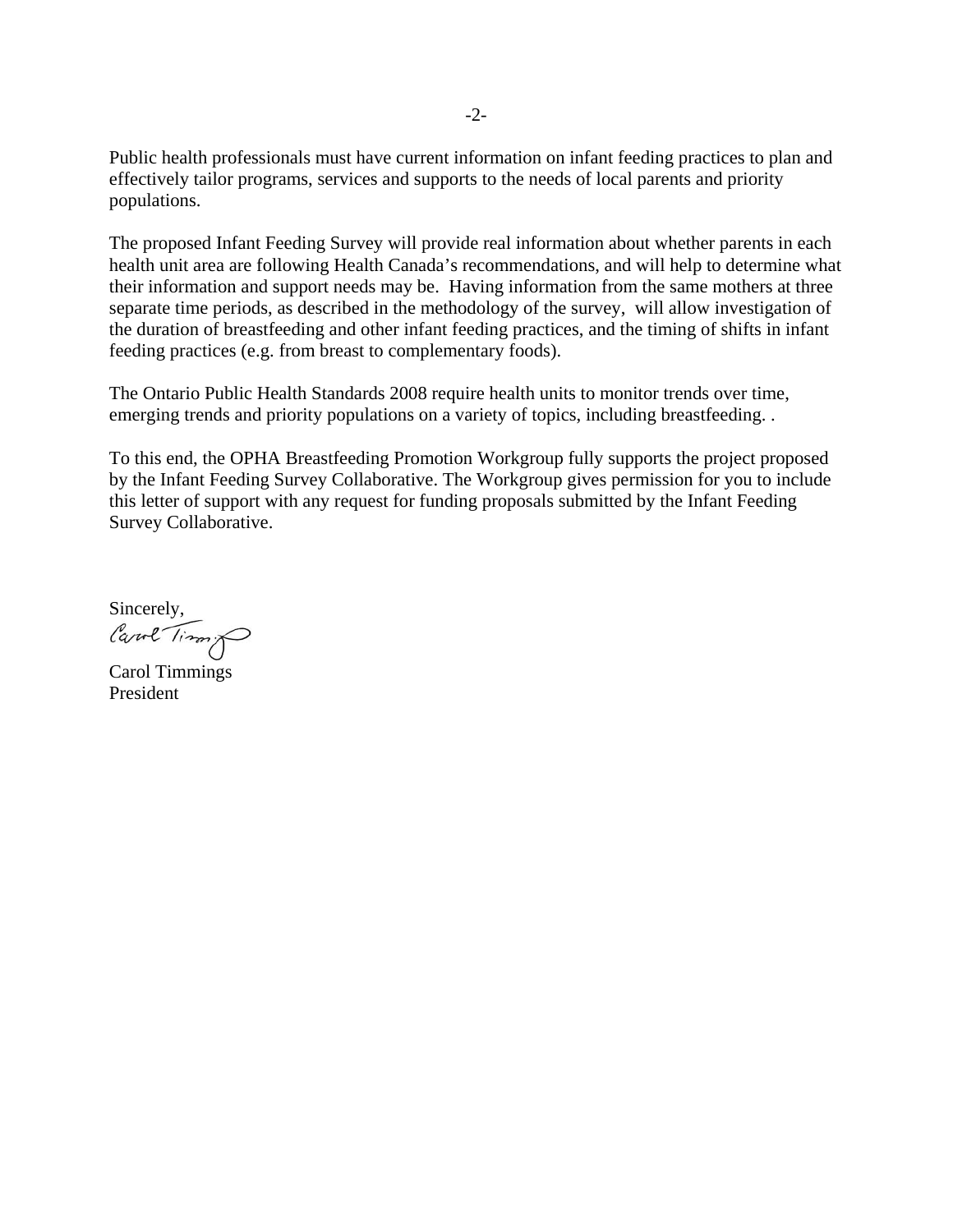Public health professionals must have current information on infant feeding practices to plan and effectively tailor programs, services and supports to the needs of local parents and priority populations.

The proposed Infant Feeding Survey will provide real information about whether parents in each health unit area are following Health Canada's recommendations, and will help to determine what their information and support needs may be. Having information from the same mothers at three separate time periods, as described in the methodology of the survey, will allow investigation of the duration of breastfeeding and other infant feeding practices, and the timing of shifts in infant feeding practices (e.g. from breast to complementary foods).

The Ontario Public Health Standards 2008 require health units to monitor trends over time, emerging trends and priority populations on a variety of topics, including breastfeeding. .

To this end, the OPHA Breastfeeding Promotion Workgroup fully supports the project proposed by the Infant Feeding Survey Collaborative. The Workgroup gives permission for you to include this letter of support with any request for funding proposals submitted by the Infant Feeding Survey Collaborative.

Sincerely,

Carol Timmings
President